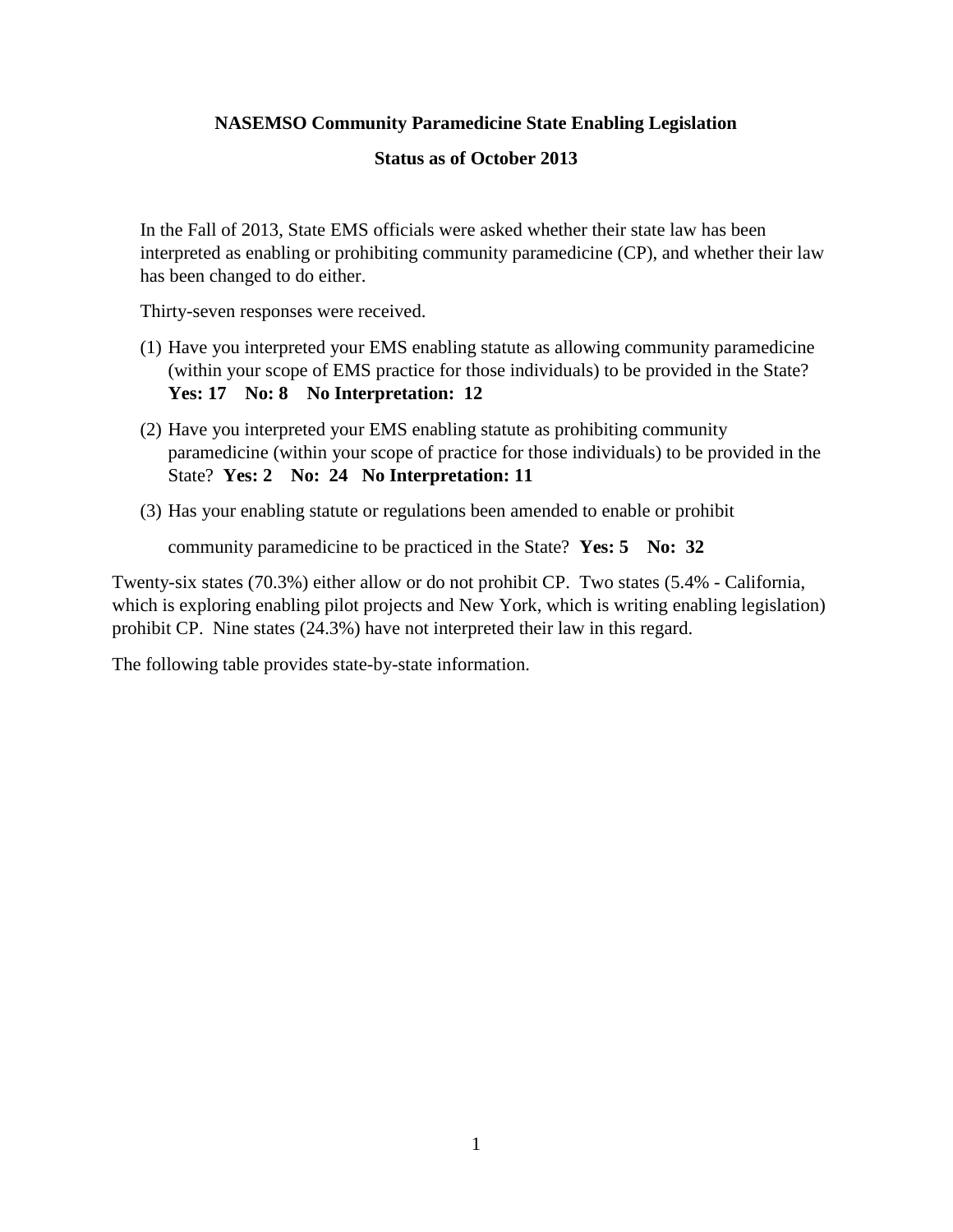**NASEMSO Community Paramedicine State Enabling Legislation**

**Status as of October 2013**

In the Fall of 2013, State EMS officials were asked whether their state law has been interpreted as enabling or prohibiting community paramedicine (CP), and whether their law has been changed to do either.

Thirty-seven responses were received.

(1) Have you interpreted your EMS enabling statute as allowing community paramedicine (within your scope of EMS practice for those individuals) to be provided in the State? **Yes: 17 No: 8 No Interpretation: 12**

(2) Have you interpreted your EMS enabling statute as prohibiting community paramedicine (within your scope of practice for those individuals) to be provided in the State? **Yes: 2 No: 24 No Interpretation: 11**

(3) Has your enabling statute or regulations been amended to enable or prohibit community paramedicine to be practiced in the State? **Yes: 5 No: 32**

Twenty-six states (70.3%) either allow or do not prohibit CP. Two states (5.4% - California, which is exploring enabling pilot projects and New York, which is writing enabling legislation) prohibit CP. Nine states (24.3%) have not interpreted their law in this regard.

The following table provides state-by-state information.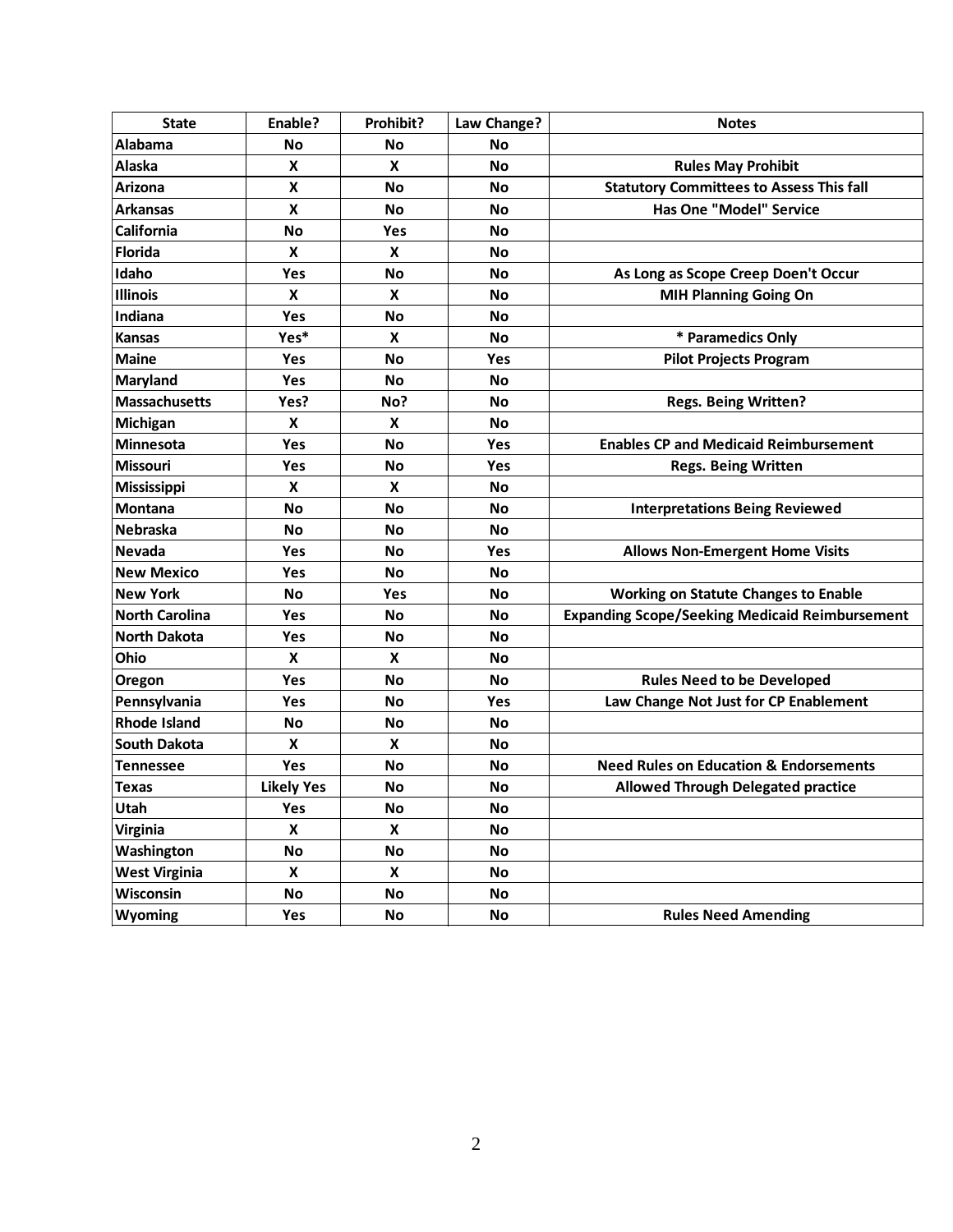| State | Enable? | Prohibit? | Law Change? | Notes |
|---|---|---|---|---|
| Alabama | No | No | No | |
| Alaska | X | X | No | Rules May Prohibit |
| Arizona | X | No | No | Statutory Committees to Assess This fall |
| Arkansas | X | No | No | Has One "Model" Service |
| California | No | Yes | No | |
| Florida | X | X | No | |
| Idaho | Yes | No | No | As Long as Scope Creep Doen't Occur |
| Illinois | X | X | No | MIH Planning Going On |
| Indiana | Yes | No | No | |
| Kansas | Yes* | X | No | * Paramedics Only |
| Maine | Yes | No | Yes | Pilot Projects Program |
| Maryland | Yes | No | No | |
| Massachusetts | Yes? | No? | No | Regs. Being Written? |
| Michigan | X | X | No | |
| Minnesota | Yes | No | Yes | Enables CP and Medicaid Reimbursement |
| Missouri | Yes | No | Yes | Regs. Being Written |
| Mississippi | X | X | No | |
| Montana | No | No | No | Interpretations Being Reviewed |
| Nebraska | No | No | No | |
| Nevada | Yes | No | Yes | Allows Non-Emergent Home Visits |
| New Mexico | Yes | No | No | |
| New York | No | Yes | No | Working on Statute Changes to Enable |
| North Carolina | Yes | No | No | Expanding Scope/Seeking Medicaid Reimbursement |
| North Dakota | Yes | No | No | |
| Ohio | X | X | No | |
| Oregon | Yes | No | No | Rules Need to be Developed |
| Pennsylvania | Yes | No | Yes | Law Change Not Just for CP Enablement |
| Rhode Island | No | No | No | |
| South Dakota | X | X | No | |
| Tennessee | Yes | No | No | Need Rules on Education & Endorsements |
| Texas | Likely Yes | No | No | Allowed Through Delegated practice |
| Utah | Yes | No | No | |
| Virginia | X | X | No | |
| Washington | No | No | No | |
| West Virginia | X | X | No | |
| Wisconsin | No | No | No | |
| Wyoming | Yes | No | No | Rules Need Amending |